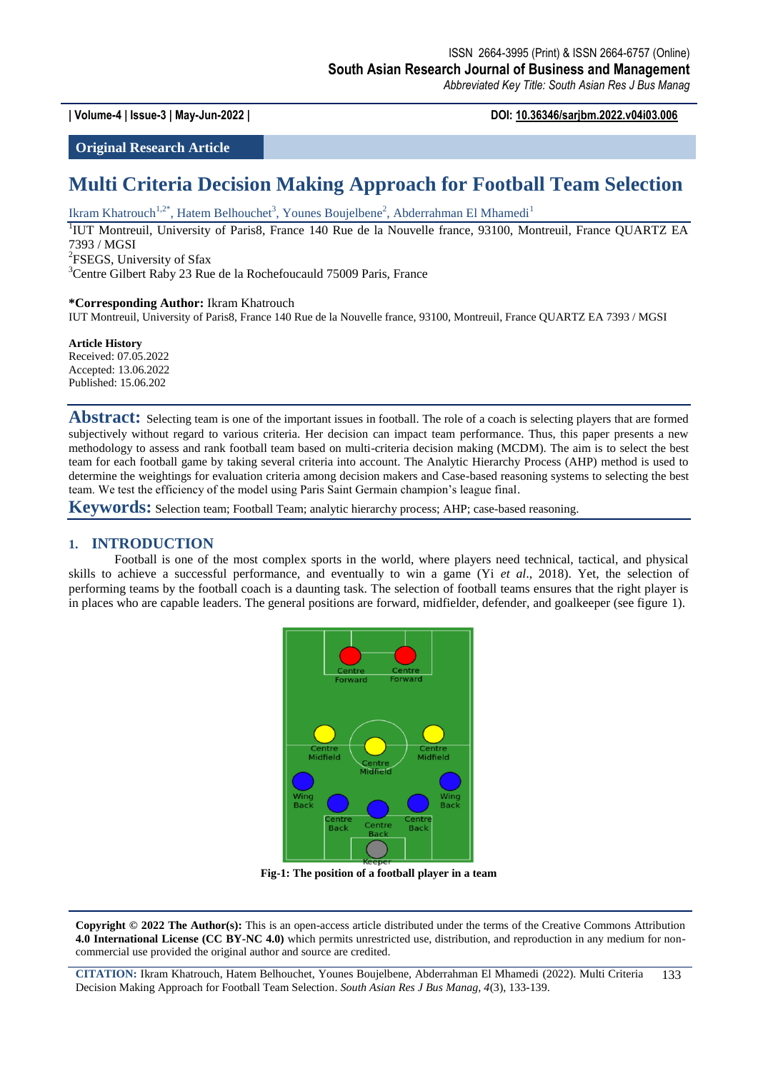# Multi Criteria Decision Making Approach for Football Team Selection

Ikram Khatrouch[1,2*], Hatem Belhouchet[3], Younes Boujelbene[2], Abderrahman El Mhamedi[1]

[1]IUT Montreuil, University of Paris8, France 140 Rue de la Nouvelle france, 93100, Montreuil, France QUARTZ EA 7393 / MGSI

[2]FSEGS, University of Sfax

[3]Centre Gilbert Raby 23 Rue de la Rochefoucauld 75009 Paris, France

**\*Corresponding Author:** Ikram Khatrouch
IUT Montreuil, University of Paris8, France 140 Rue de la Nouvelle france, 93100, Montreuil, France QUARTZ EA 7393 / MGSI

**Article History**
Received: 07.05.2022
Accepted: 13.06.2022
Published: 15.06.202

**Abstract:** Selecting team is one of the important issues in football. The role of a coach is selecting players that are formed subjectively without regard to various criteria. Her decision can impact team performance. Thus, this paper presents a new methodology to assess and rank football team based on multi-criteria decision making (MCDM). The aim is to select the best team for each football game by taking several criteria into account. The Analytic Hierarchy Process (AHP) method is used to determine the weightings for evaluation criteria among decision makers and Case-based reasoning systems to selecting the best team. We test the efficiency of the model using Paris Saint Germain champion's league final.

**Keywords:** Selection team; Football Team; analytic hierarchy process; AHP; case-based reasoning.

## 1. INTRODUCTION

Football is one of the most complex sports in the world, where players need technical, tactical, and physical skills to achieve a successful performance, and eventually to win a game (Yi *et al.*, 2018). Yet, the selection of performing teams by the football coach is a daunting task. The selection of football teams ensures that the right player is in places who are capable leaders. The general positions are forward, midfielder, defender, and goalkeeper (see figure 1).

**Fig-1: The position of a football player in a team**

**Copyright © 2022 The Author(s):** This is an open-access article distributed under the terms of the Creative Commons Attribution **4.0 International License (CC BY-NC 4.0)** which permits unrestricted use, distribution, and reproduction in any medium for non-commercial use provided the original author and source are credited.

**CITATION:** Ikram Khatrouch, Hatem Belhouchet, Younes Boujelbene, Abderrahman El Mhamedi (2022). Multi Criteria Decision Making Approach for Football Team Selection. *South Asian Res J Bus Manag, 4*(3), 133-139.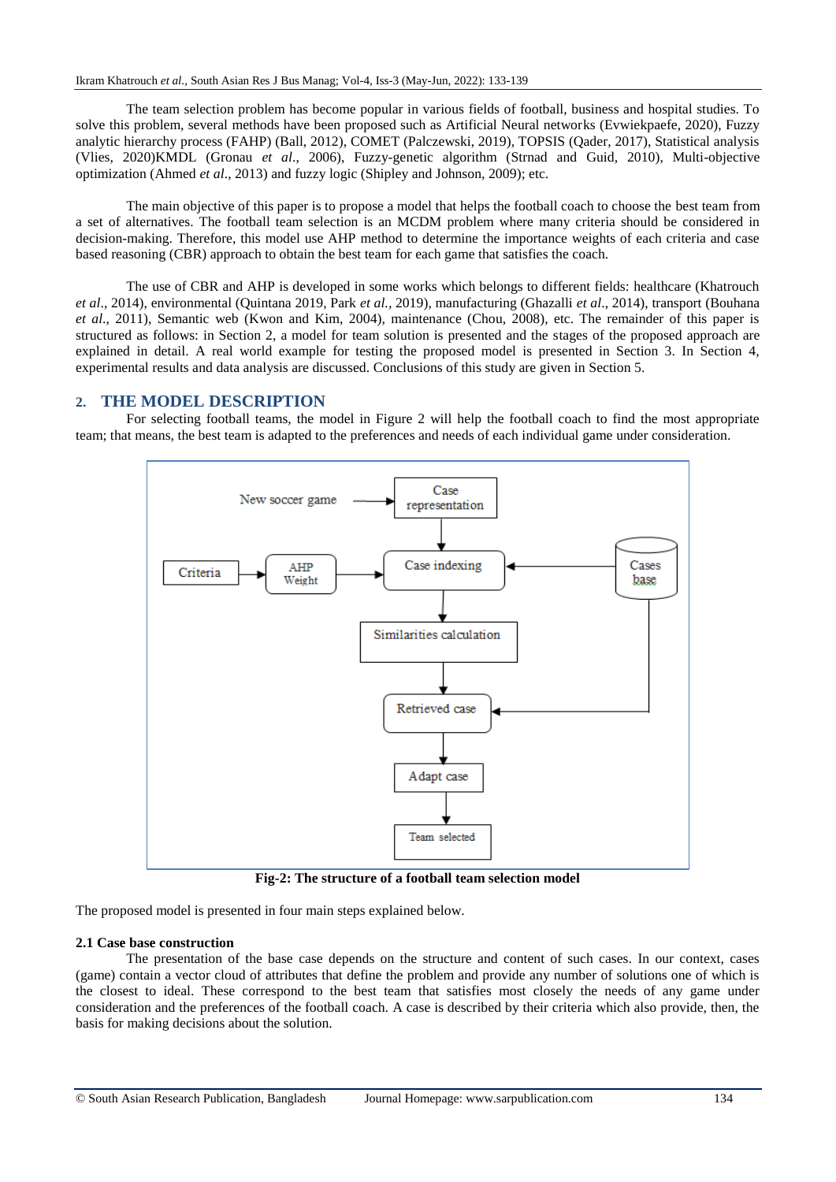The team selection problem has become popular in various fields of football, business and hospital studies. To solve this problem, several methods have been proposed such as Artificial Neural networks (Evwiekpaefe, 2020), Fuzzy analytic hierarchy process (FAHP) (Ball, 2012), COMET (Palczewski, 2019), TOPSIS (Qader, 2017), Statistical analysis (Vlies, 2020)KMDL (Gronau *et al*., 2006), Fuzzy-genetic algorithm (Strnad and Guid, 2010), Multi-objective optimization (Ahmed *et al*., 2013) and fuzzy logic (Shipley and Johnson, 2009); etc.

The main objective of this paper is to propose a model that helps the football coach to choose the best team from a set of alternatives. The football team selection is an MCDM problem where many criteria should be considered in decision-making. Therefore, this model use AHP method to determine the importance weights of each criteria and case based reasoning (CBR) approach to obtain the best team for each game that satisfies the coach.

The use of CBR and AHP is developed in some works which belongs to different fields: healthcare (Khatrouch *et al*., 2014), environmental (Quintana 2019, Park *et al.*, 2019), manufacturing (Ghazalli *et al*., 2014), transport (Bouhana *et al.*, 2011), Semantic web (Kwon and Kim, 2004), maintenance (Chou, 2008), etc. The remainder of this paper is structured as follows: in Section 2, a model for team solution is presented and the stages of the proposed approach are explained in detail. A real world example for testing the proposed model is presented in Section 3. In Section 4, experimental results and data analysis are discussed. Conclusions of this study are given in Section 5.

## 2. THE MODEL DESCRIPTION

For selecting football teams, the model in Figure 2 will help the football coach to find the most appropriate team; that means, the best team is adapted to the preferences and needs of each individual game under consideration.

New soccer game → Case representation → Case indexing → Similarities calculation → Retrieved case → Adapt case → Team selected

Criteria → AHP Weight → Case indexing

Cases base → Case indexing; Cases base → Retrieved case

**Fig-2: The structure of a football team selection model**

The proposed model is presented in four main steps explained below.

### 2.1 Case base construction

The presentation of the base case depends on the structure and content of such cases. In our context, cases (game) contain a vector cloud of attributes that define the problem and provide any number of solutions one of which is the closest to ideal. These correspond to the best team that satisfies most closely the needs of any game under consideration and the preferences of the football coach. A case is described by their criteria which also provide, then, the basis for making decisions about the solution.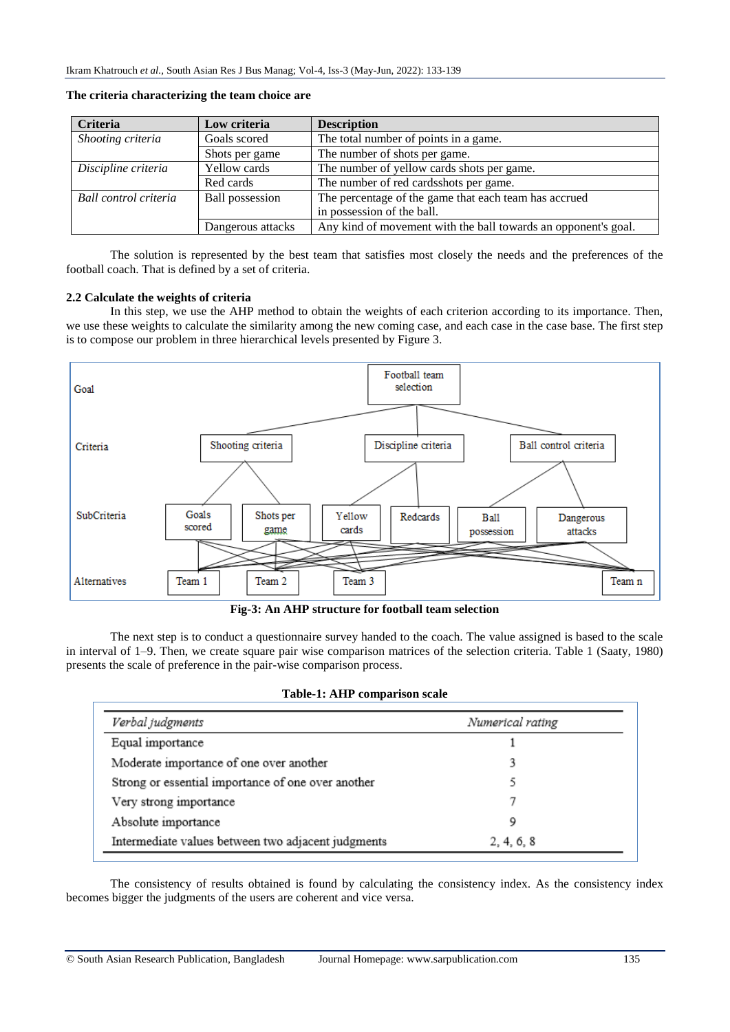**The criteria characterizing the team choice are**

| Criteria | Low criteria | Description |
|---|---|---|
| *Shooting criteria* | Goals scored | The total number of points in a game. |
| | Shots per game | The number of shots per game. |
| *Discipline criteria* | Yellow cards | The number of yellow cards shots per game. |
| | Red cards | The number of red cardsshots per game. |
| *Ball control criteria* | Ball possession | The percentage of the game that each team has accrued in possession of the ball. |
| | Dangerous attacks | Any kind of movement with the ball towards an opponent's goal. |

The solution is represented by the best team that satisfies most closely the needs and the preferences of the football coach. That is defined by a set of criteria.

### 2.2 Calculate the weights of criteria

In this step, we use the AHP method to obtain the weights of each criterion according to its importance. Then, we use these weights to calculate the similarity among the new coming case, and each case in the case base. The first step is to compose our problem in three hierarchical levels presented by Figure 3.

**Fig-3: An AHP structure for football team selection**

The next step is to conduct a questionnaire survey handed to the coach. The value assigned is based to the scale in interval of 1–9. Then, we create square pair wise comparison matrices of the selection criteria. Table 1 (Saaty, 1980) presents the scale of preference in the pair-wise comparison process.

**Table-1: AHP comparison scale**

| *Verbal judgments* | *Numerical rating* |
|---|---|
| Equal importance | 1 |
| Moderate importance of one over another | 3 |
| Strong or essential importance of one over another | 5 |
| Very strong importance | 7 |
| Absolute importance | 9 |
| Intermediate values between two adjacent judgments | 2, 4, 6, 8 |

The consistency of results obtained is found by calculating the consistency index. As the consistency index becomes bigger the judgments of the users are coherent and vice versa.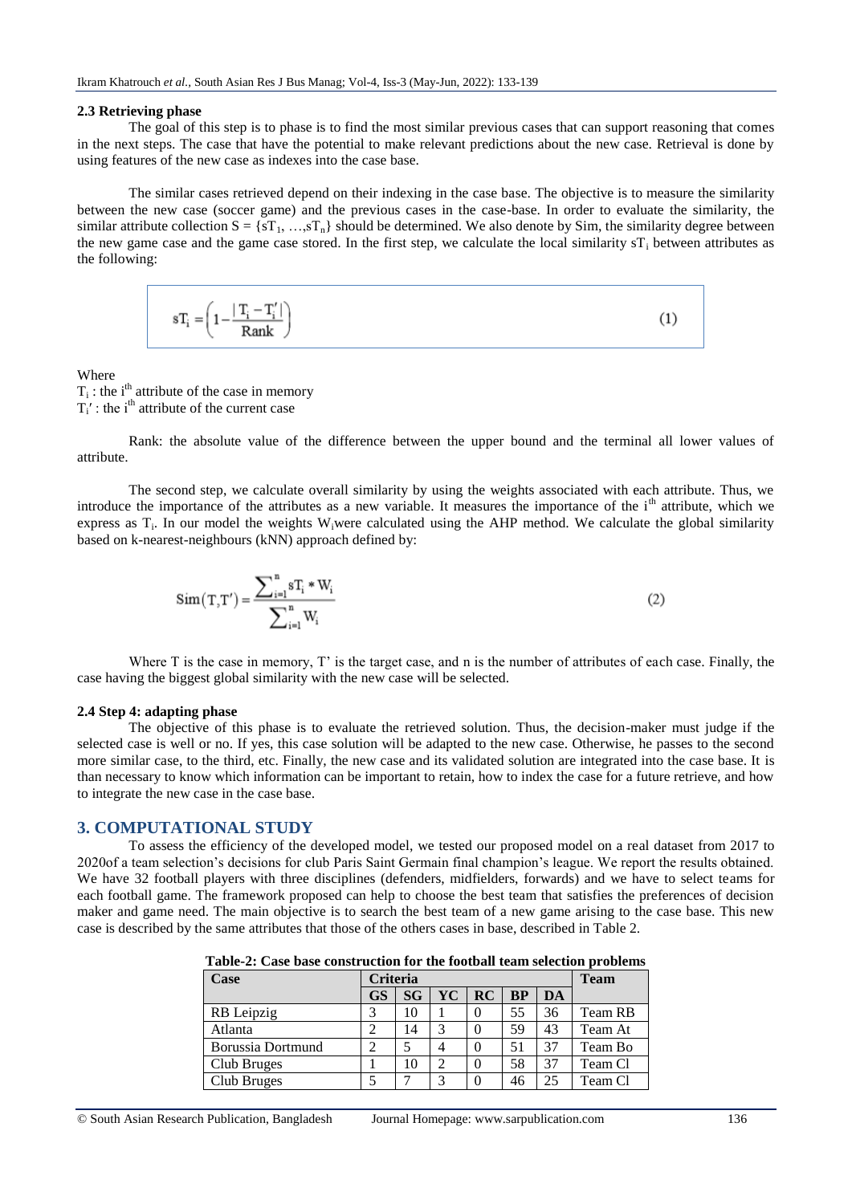### 2.3 Retrieving phase

The goal of this step is to phase is to find the most similar previous cases that can support reasoning that comes in the next steps. The case that have the potential to make relevant predictions about the new case. Retrieval is done by using features of the new case as indexes into the case base.

The similar cases retrieved depend on their indexing in the case base. The objective is to measure the similarity between the new case (soccer game) and the previous cases in the case-base. In order to evaluate the similarity, the similar attribute collection $S = \{sT_1, \ldots, sT_n\}$ should be determined. We also denote by Sim, the similarity degree between the new game case and the game case stored. In the first step, we calculate the local similarity $sT_i$ between attributes as the following:

$$sT_i = \left(1 - \frac{|T_i - T_i'|}{\text{Rank}}\right) \quad (1)$$

Where

$T_i$ : the $i^{th}$ attribute of the case in memory

$T_i'$ : the $i^{th}$ attribute of the current case

Rank: the absolute value of the difference between the upper bound and the terminal all lower values of attribute.

The second step, we calculate overall similarity by using the weights associated with each attribute. Thus, we introduce the importance of the attributes as a new variable. It measures the importance of the $i^{th}$ attribute, which we express as $T_i$. In our model the weights $W_i$were calculated using the AHP method. We calculate the global similarity based on k-nearest-neighbours (kNN) approach defined by:

$$\text{Sim}(T, T') = \frac{\sum_{i=1}^{n} sT_i * W_i}{\sum_{i=1}^{n} W_i} \quad (2)$$

Where T is the case in memory, T' is the target case, and n is the number of attributes of each case. Finally, the case having the biggest global similarity with the new case will be selected.

### 2.4 Step 4: adapting phase

The objective of this phase is to evaluate the retrieved solution. Thus, the decision-maker must judge if the selected case is well or no. If yes, this case solution will be adapted to the new case. Otherwise, he passes to the second more similar case, to the third, etc. Finally, the new case and its validated solution are integrated into the case base. It is than necessary to know which information can be important to retain, how to index the case for a future retrieve, and how to integrate the new case in the case base.

## 3. COMPUTATIONAL STUDY

To assess the efficiency of the developed model, we tested our proposed model on a real dataset from 2017 to 2020of a team selection's decisions for club Paris Saint Germain final champion's league. We report the results obtained. We have 32 football players with three disciplines (defenders, midfielders, forwards) and we have to select teams for each football game. The framework proposed can help to choose the best team that satisfies the preferences of decision maker and game need. The main objective is to search the best team of a new game arising to the case base. This new case is described by the same attributes that those of the others cases in base, described in Table 2.

**Table-2: Case base construction for the football team selection problems**

| Case | Criteria | | | | | | Team |
|---|---|---|---|---|---|---|---|
| | GS | SG | YC | RC | BP | DA | |
| RB Leipzig | 3 | 10 | 1 | 0 | 55 | 36 | Team RB |
| Atlanta | 2 | 14 | 3 | 0 | 59 | 43 | Team At |
| Borussia Dortmund | 2 | 5 | 4 | 0 | 51 | 37 | Team Bo |
| Club Bruges | 1 | 10 | 2 | 0 | 58 | 37 | Team Cl |
| Club Bruges | 5 | 7 | 3 | 0 | 46 | 25 | Team Cl |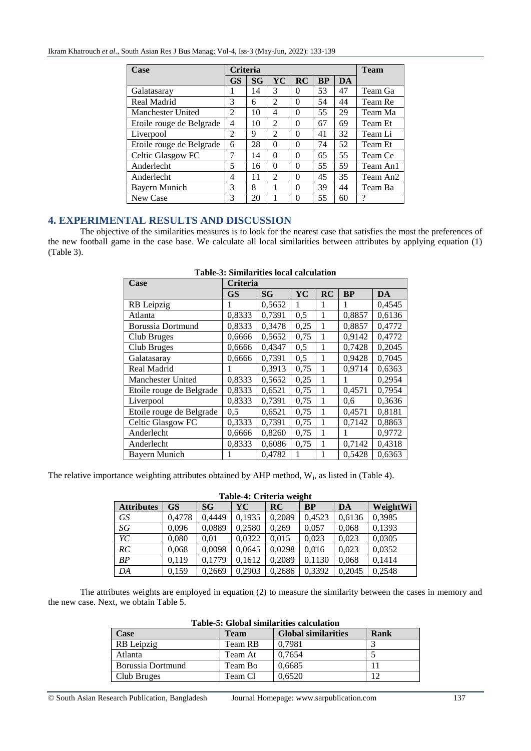| Case | Criteria | | | | | | Team |
|---|---|---|---|---|---|---|---|
| | GS | SG | YC | RC | BP | DA | |
| Galatasaray | 1 | 14 | 3 | 0 | 53 | 47 | Team Ga |
| Real Madrid | 3 | 6 | 2 | 0 | 54 | 44 | Team Re |
| Manchester United | 2 | 10 | 4 | 0 | 55 | 29 | Team Ma |
| Etoile rouge de Belgrade | 4 | 10 | 2 | 0 | 67 | 69 | Team Et |
| Liverpool | 2 | 9 | 2 | 0 | 41 | 32 | Team Li |
| Etoile rouge de Belgrade | 6 | 28 | 0 | 0 | 74 | 52 | Team Et |
| Celtic Glasgow FC | 7 | 14 | 0 | 0 | 65 | 55 | Team Ce |
| Anderlecht | 5 | 16 | 0 | 0 | 55 | 59 | Team An1 |
| Anderlecht | 4 | 11 | 2 | 0 | 45 | 35 | Team An2 |
| Bayern Munich | 3 | 8 | 1 | 0 | 39 | 44 | Team Ba |
| New Case | 3 | 20 | 1 | 0 | 55 | 60 | ? |

## 4. EXPERIMENTAL RESULTS AND DISCUSSION

The objective of the similarities measures is to look for the nearest case that satisfies the most the preferences of the new football game in the case base. We calculate all local similarities between attributes by applying equation (1) (Table 3).

**Table-3: Similarities local calculation**

| Case | Criteria | | | | | |
|---|---|---|---|---|---|---|
| | GS | SG | YC | RC | BP | DA |
| RB Leipzig | 1 | 0,5652 | 1 | 1 | 1 | 0,4545 |
| Atlanta | 0,8333 | 0,7391 | 0,5 | 1 | 0,8857 | 0,6136 |
| Borussia Dortmund | 0,8333 | 0,3478 | 0,25 | 1 | 0,8857 | 0,4772 |
| Club Bruges | 0,6666 | 0,5652 | 0,75 | 1 | 0,9142 | 0,4772 |
| Club Bruges | 0,6666 | 0,4347 | 0,5 | 1 | 0,7428 | 0,2045 |
| Galatasaray | 0,6666 | 0,7391 | 0,5 | 1 | 0,9428 | 0,7045 |
| Real Madrid | 1 | 0,3913 | 0,75 | 1 | 0,9714 | 0,6363 |
| Manchester United | 0,8333 | 0,5652 | 0,25 | 1 | 1 | 0,2954 |
| Etoile rouge de Belgrade | 0,8333 | 0,6521 | 0,75 | 1 | 0,4571 | 0,7954 |
| Liverpool | 0,8333 | 0,7391 | 0,75 | 1 | 0,6 | 0,3636 |
| Etoile rouge de Belgrade | 0,5 | 0,6521 | 0,75 | 1 | 0,4571 | 0,8181 |
| Celtic Glasgow FC | 0,3333 | 0,7391 | 0,75 | 1 | 0,7142 | 0,8863 |
| Anderlecht | 0,6666 | 0,8260 | 0,75 | 1 | 1 | 0,9772 |
| Anderlecht | 0,8333 | 0,6086 | 0,75 | 1 | 0,7142 | 0,4318 |
| Bayern Munich | 1 | 0,4782 | 1 | 1 | 0,5428 | 0,6363 |

The relative importance weighting attributes obtained by AHP method, $W_i$, as listed in (Table 4).

**Table-4: Criteria weight**

| Attributes | GS | SG | YC | RC | BP | DA | WeightWi |
|---|---|---|---|---|---|---|---|
| *GS* | 0,4778 | 0,4449 | 0,1935 | 0,2089 | 0,4523 | 0,6136 | 0,3985 |
| *SG* | 0,096 | 0,0889 | 0,2580 | 0,269 | 0,057 | 0,068 | 0,1393 |
| *YC* | 0,080 | 0,01 | 0,0322 | 0,015 | 0,023 | 0,023 | 0,0305 |
| *RC* | 0,068 | 0,0098 | 0,0645 | 0,0298 | 0,016 | 0,023 | 0,0352 |
| *BP* | 0,119 | 0,1779 | 0,1612 | 0,2089 | 0,1130 | 0,068 | 0,1414 |
| *DA* | 0,159 | 0,2669 | 0,2903 | 0,2686 | 0,3392 | 0,2045 | 0,2548 |

The attributes weights are employed in equation (2) to measure the similarity between the cases in memory and the new case. Next, we obtain Table 5.

**Table-5: Global similarities calculation**

| Case | Team | Global similarities | Rank |
|---|---|---|---|
| RB Leipzig | Team RB | 0,7981 | 3 |
| Atlanta | Team At | 0,7654 | 5 |
| Borussia Dortmund | Team Bo | 0,6685 | 11 |
| Club Bruges | Team Cl | 0,6520 | 12 |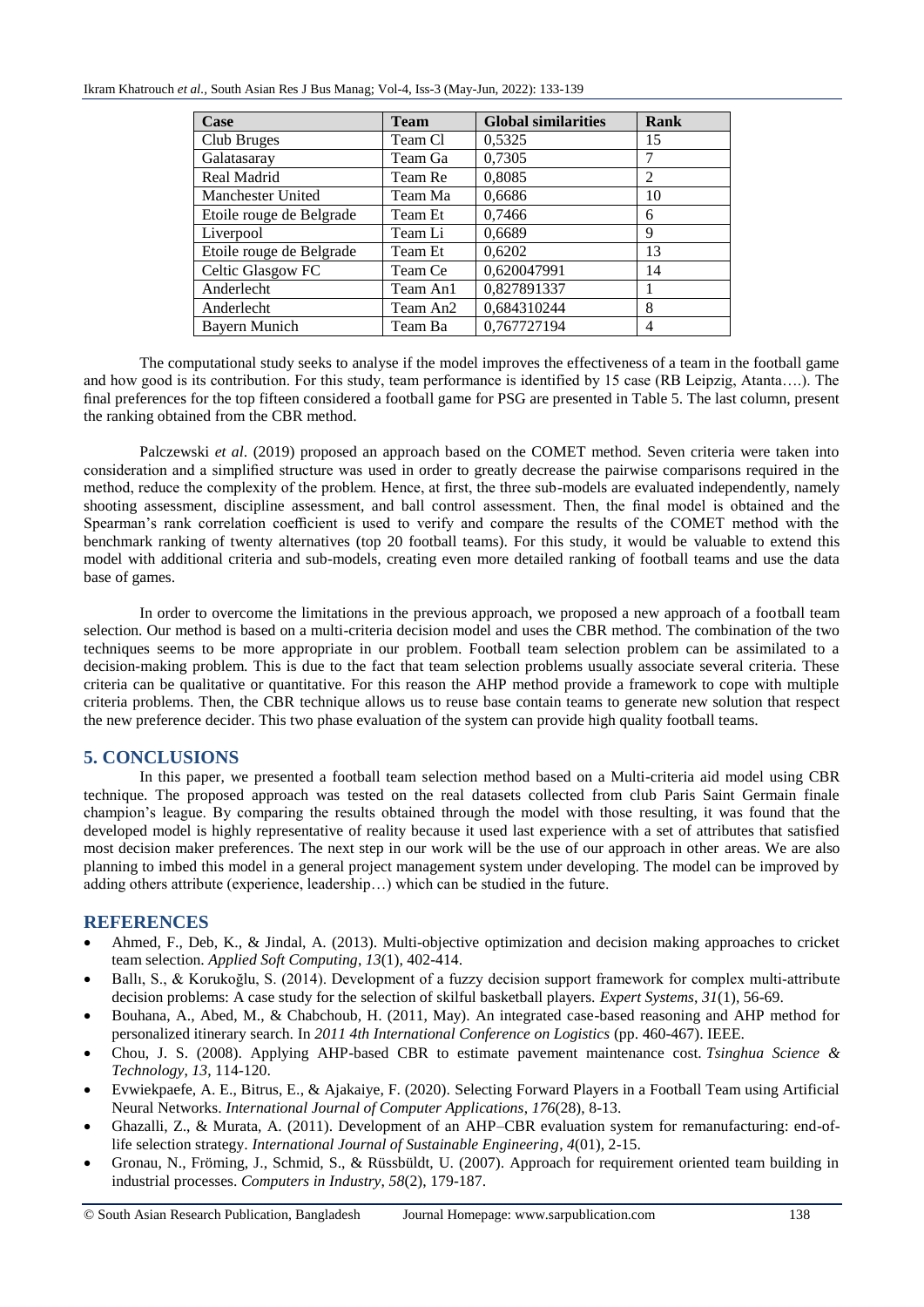| Case | Team | Global similarities | Rank |
|---|---|---|---|
| Club Bruges | Team Cl | 0,5325 | 15 |
| Galatasaray | Team Ga | 0,7305 | 7 |
| Real Madrid | Team Re | 0,8085 | 2 |
| Manchester United | Team Ma | 0,6686 | 10 |
| Etoile rouge de Belgrade | Team Et | 0,7466 | 6 |
| Liverpool | Team Li | 0,6689 | 9 |
| Etoile rouge de Belgrade | Team Et | 0,6202 | 13 |
| Celtic Glasgow FC | Team Ce | 0,620047991 | 14 |
| Anderlecht | Team An1 | 0,827891337 | 1 |
| Anderlecht | Team An2 | 0,684310244 | 8 |
| Bayern Munich | Team Ba | 0,767727194 | 4 |

The computational study seeks to analyse if the model improves the effectiveness of a team in the football game and how good is its contribution. For this study, team performance is identified by 15 case (RB Leipzig, Atanta….). The final preferences for the top fifteen considered a football game for PSG are presented in Table 5. The last column, present the ranking obtained from the CBR method.

Palczewski *et al*. (2019) proposed an approach based on the COMET method. Seven criteria were taken into consideration and a simplified structure was used in order to greatly decrease the pairwise comparisons required in the method, reduce the complexity of the problem. Hence, at first, the three sub-models are evaluated independently, namely shooting assessment, discipline assessment, and ball control assessment. Then, the final model is obtained and the Spearman's rank correlation coefficient is used to verify and compare the results of the COMET method with the benchmark ranking of twenty alternatives (top 20 football teams). For this study, it would be valuable to extend this model with additional criteria and sub-models, creating even more detailed ranking of football teams and use the data base of games.

In order to overcome the limitations in the previous approach, we proposed a new approach of a football team selection. Our method is based on a multi-criteria decision model and uses the CBR method. The combination of the two techniques seems to be more appropriate in our problem. Football team selection problem can be assimilated to a decision-making problem. This is due to the fact that team selection problems usually associate several criteria. These criteria can be qualitative or quantitative. For this reason the AHP method provide a framework to cope with multiple criteria problems. Then, the CBR technique allows us to reuse base contain teams to generate new solution that respect the new preference decider. This two phase evaluation of the system can provide high quality football teams.

## 5. CONCLUSIONS

In this paper, we presented a football team selection method based on a Multi-criteria aid model using CBR technique. The proposed approach was tested on the real datasets collected from club Paris Saint Germain finale champion's league. By comparing the results obtained through the model with those resulting, it was found that the developed model is highly representative of reality because it used last experience with a set of attributes that satisfied most decision maker preferences. The next step in our work will be the use of our approach in other areas. We are also planning to imbed this model in a general project management system under developing. The model can be improved by adding others attribute (experience, leadership…) which can be studied in the future.

## REFERENCES

- Ahmed, F., Deb, K., & Jindal, A. (2013). Multi-objective optimization and decision making approaches to cricket team selection. *Applied Soft Computing*, *13*(1), 402-414.
- Ballı, S., & Korukoğlu, S. (2014). Development of a fuzzy decision support framework for complex multi-attribute decision problems: A case study for the selection of skilful basketball players. *Expert Systems*, *31*(1), 56-69.
- Bouhana, A., Abed, M., & Chabchoub, H. (2011, May). An integrated case-based reasoning and AHP method for personalized itinerary search. In *2011 4th International Conference on Logistics* (pp. 460-467). IEEE.
- Chou, J. S. (2008). Applying AHP-based CBR to estimate pavement maintenance cost. *Tsinghua Science & Technology*, *13*, 114-120.
- Evwiekpaefe, A. E., Bitrus, E., & Ajakaiye, F. (2020). Selecting Forward Players in a Football Team using Artificial Neural Networks. *International Journal of Computer Applications*, *176*(28), 8-13.
- Ghazalli, Z., & Murata, A. (2011). Development of an AHP–CBR evaluation system for remanufacturing: end-of-life selection strategy. *International Journal of Sustainable Engineering*, *4*(01), 2-15.
- Gronau, N., Fröming, J., Schmid, S., & Rüssbüldt, U. (2007). Approach for requirement oriented team building in industrial processes. *Computers in Industry*, *58*(2), 179-187.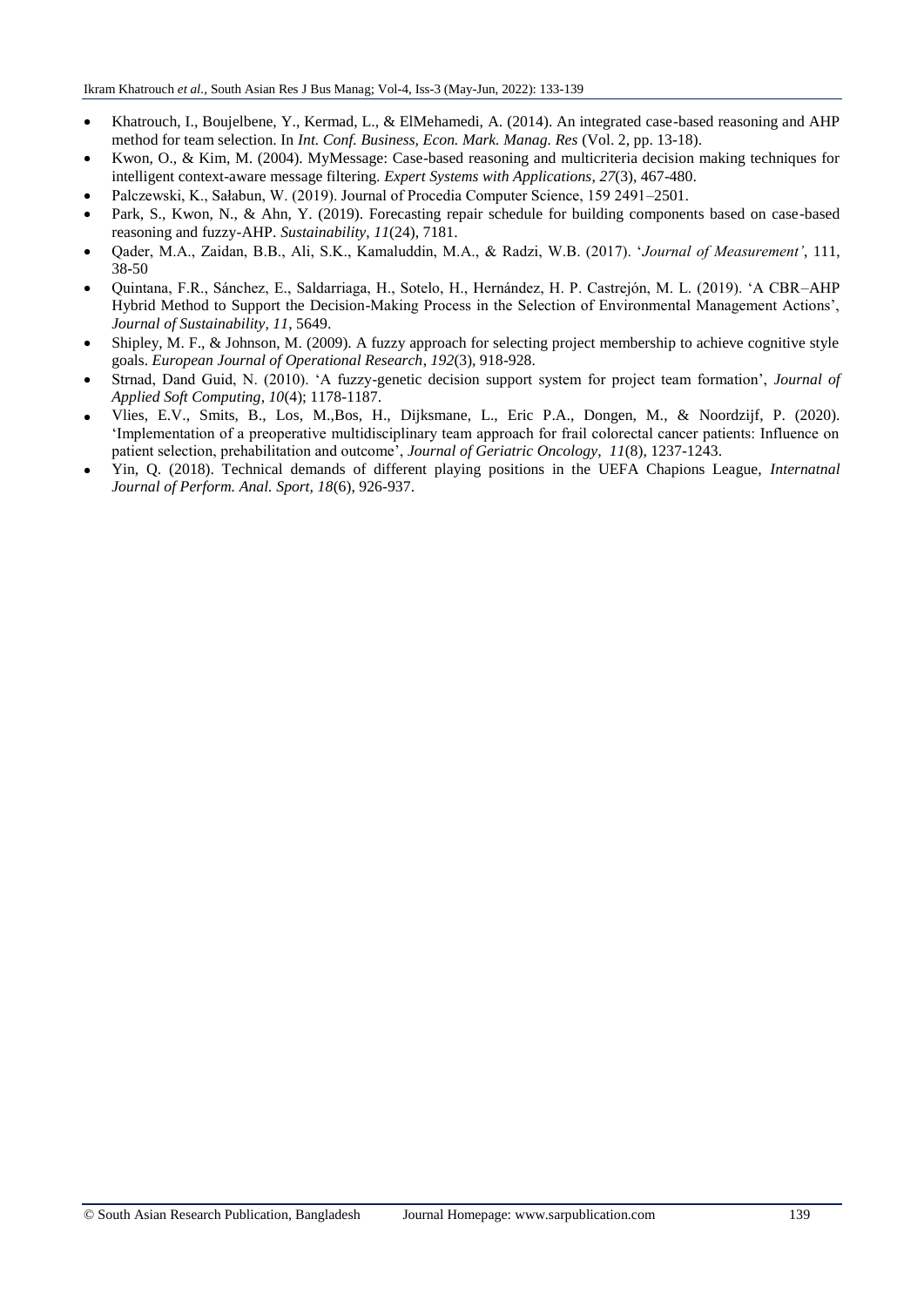- Khatrouch, I., Boujelbene, Y., Kermad, L., & ElMehamedi, A. (2014). An integrated case-based reasoning and AHP method for team selection. In *Int. Conf. Business, Econ. Mark. Manag. Res* (Vol. 2, pp. 13-18).
- Kwon, O., & Kim, M. (2004). MyMessage: Case-based reasoning and multicriteria decision making techniques for intelligent context-aware message filtering. *Expert Systems with Applications*, *27*(3), 467-480.
- Palczewski, K., Sałabun, W. (2019). Journal of Procedia Computer Science, 159 2491–2501.
- Park, S., Kwon, N., & Ahn, Y. (2019). Forecasting repair schedule for building components based on case-based reasoning and fuzzy-AHP. *Sustainability*, *11*(24), 7181.
- Qader, M.A., Zaidan, B.B., Ali, S.K., Kamaluddin, M.A., & Radzi, W.B. (2017). '*Journal of Measurement'*, 111, 38-50
- Quintana, F.R., Sánchez, E., Saldarriaga, H., Sotelo, H., Hernández, H. P. Castrejón, M. L. (2019). 'A CBR–AHP Hybrid Method to Support the Decision-Making Process in the Selection of Environmental Management Actions', *Journal of Sustainability, 11*, 5649.
- Shipley, M. F., & Johnson, M. (2009). A fuzzy approach for selecting project membership to achieve cognitive style goals. *European Journal of Operational Research*, *192*(3), 918-928.
- Strnad, Dand Guid, N. (2010). 'A fuzzy-genetic decision support system for project team formation', *Journal of Applied Soft Computing, 10*(4); 1178-1187.
- Vlies, E.V., Smits, B., Los, M.,Bos, H., Dijksmane, L., Eric P.A., Dongen, M., & Noordzijf, P. (2020). 'Implementation of a preoperative multidisciplinary team approach for frail colorectal cancer patients: Influence on patient selection, prehabilitation and outcome', *Journal of Geriatric Oncology, 11*(8), 1237-1243.
- Yin, Q. (2018). Technical demands of different playing positions in the UEFA Chapions League, *Internatnal Journal of Perform. Anal. Sport, 18*(6), 926-937.